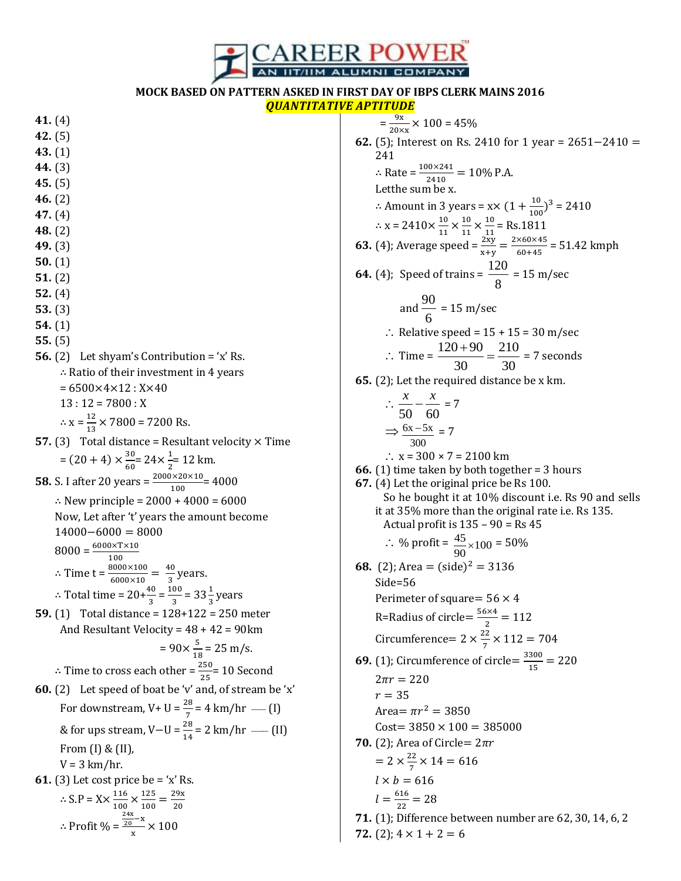**MOCK BASED ON PATTERN ASKED IN FIRST DAY OF IBPS CLERK MAINS 2016**

***QUANTITATIVE APTITUDE***

**41.** (4)
**42.** (5)
**43.** (1)
**44.** (3)
**45.** (5)
**46.** (2)
**47.** (4)
**48.** (2)
**49.** (3)
**50.** (1)
**51.** (2)
**52.** (4)
**53.** (3)
**54.** (1)
**55.** (5)

**56.** (2) Let shyam's Contribution = 'x' Rs.
∴ Ratio of their investment in 4 years
$= 6500 \times 4 \times 12 : X \times 40$
$13 : 12 = 7800 : X$
$\therefore x = \frac{12}{13} \times 7800 = 7200$ Rs.

**57.** (3) Total distance = Resultant velocity × Time
$= (20 + 4) \times \frac{30}{60} = 24 \times \frac{1}{2} = 12$ km.

**58.** S. I after 20 years $= \frac{2000 \times 20 \times 10}{100} = 4000$
∴ New principle = 2000 + 4000 = 6000
Now, Let after 't' years the amount become
$14000 - 6000 = 8000$
$8000 = \frac{6000 \times T \times 10}{100}$
$\therefore$ Time $t = \frac{8000 \times 100}{6000 \times 10} = \frac{40}{3}$ years.
$\therefore$ Total time $= 20 + \frac{40}{3} = \frac{100}{3} = 33\frac{1}{3}$ years

**59.** (1) Total distance = 128+122 = 250 meter
And Resultant Velocity = 48 + 42 = 90km
$= 90 \times \frac{5}{18} = 25$ m/s.
∴ Time to cross each other $= \frac{250}{25} = 10$ Second

**60.** (2) Let speed of boat be 'v' and, of stream be 'x'
For downstream, $V + U = \frac{28}{7} = 4$ km/hr —— (I)
& for ups stream, $V - U = \frac{28}{14} = 2$ km/hr —— (II)
From (I) & (II),
V = 3 km/hr.

**61.** (3) Let cost price be = 'x' Rs.
$\therefore S.P = X \times \frac{116}{100} \times \frac{125}{100} = \frac{29x}{20}$
$\therefore$ Profit % $= \frac{\frac{24x}{20} - x}{x} \times 100$
$= \frac{9x}{20 \times x} \times 100 = 45\%$

**62.** (5); Interest on Rs. 2410 for 1 year = 2651−2410 = 241
$\therefore$ Rate $= \frac{100 \times 241}{2410} = 10\%$ P.A.
Letthe sum be x.
$\therefore$ Amount in 3 years $= x \times (1 + \frac{10}{100})^3 = 2410$
$\therefore x = 2410 \times \frac{10}{11} \times \frac{10}{11} \times \frac{10}{11} =$ Rs.1811

**63.** (4); Average speed $= \frac{2xy}{x+y} = \frac{2 \times 60 \times 45}{60+45} = 51.42$ kmph

**64.** (4); Speed of trains $= \frac{120}{8} = 15$ m/sec
and $\frac{90}{6} = 15$ m/sec
∴ Relative speed = 15 + 15 = 30 m/sec
∴ Time $= \frac{120+90}{30} = \frac{210}{30} = 7$ seconds

**65.** (2); Let the required distance be x km.
$\therefore \frac{x}{50} - \frac{x}{60} = 7$
$\Rightarrow \frac{6x - 5x}{300} = 7$
$\therefore x = 300 \times 7 = 2100$ km

**66.** (1) time taken by both together = 3 hours

**67.** (4) Let the original price be Rs 100.
So he bought it at 10% discount i.e. Rs 90 and sells it at 35% more than the original rate i.e. Rs 135.
Actual profit is 135 – 90 = Rs 45
$\therefore$ % profit $= \frac{45}{90} \times 100 = 50\%$

**68.** (2); Area $= (\text{side})^2 = 3136$
Side=56
Perimeter of square= $56 \times 4$
R=Radius of circle= $\frac{56 \times 4}{2} = 112$
Circumference= $2 \times \frac{22}{7} \times 112 = 704$

**69.** (1); Circumference of circle= $\frac{3300}{15} = 220$
$2\pi r = 220$
$r = 35$
Area= $\pi r^2 = 3850$
Cost= $3850 \times 100 = 385000$

**70.** (2); Area of Circle= $2\pi r$
$= 2 \times \frac{22}{7} \times 14 = 616$
$l \times b = 616$
$l = \frac{616}{22} = 28$

**71.** (1); Difference between number are 62, 30, 14, 6, 2

**72.** (2); $4 \times 1 + 2 = 6$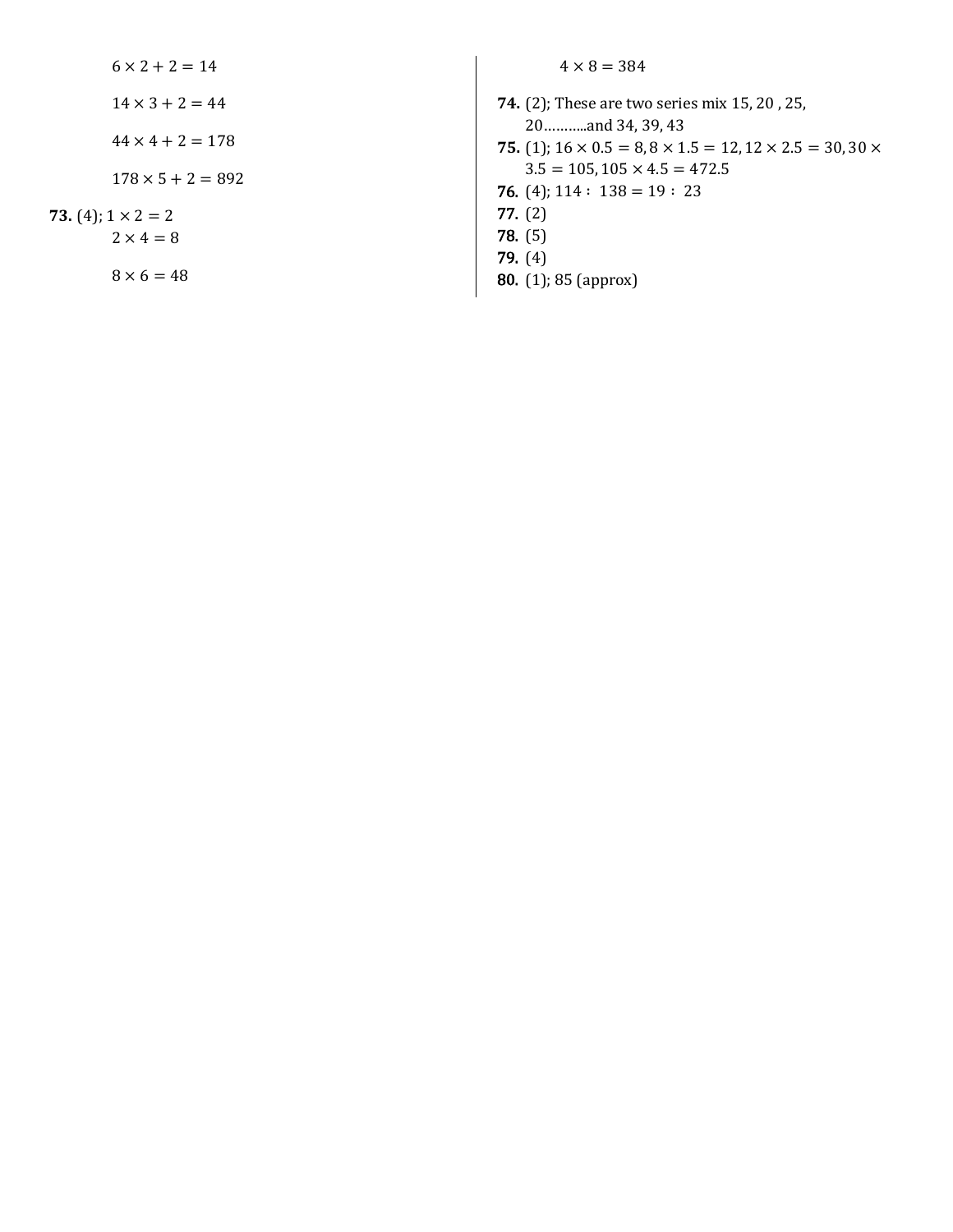$6 \times 2 + 2 = 14$

$14 \times 3 + 2 = 44$

$44 \times 4 + 2 = 178$

$178 \times 5 + 2 = 892$

**73.** (4); $1 \times 2 = 2$

$2 \times 4 = 8$

$8 \times 6 = 48$

$4 \times 8 = 384$

**74.** (2); These are two series mix 15, 20 , 25, 20………..and 34, 39, 43

**75.** (1); $16 \times 0.5 = 8, 8 \times 1.5 = 12, 12 \times 2.5 = 30, 30 \times 3.5 = 105, 105 \times 4.5 = 472.5$

**76.** (4); $114 : 138 = 19 : 23$

**77.** (2)

**78.** (5)

**79.** (4)

**80.** (1); 85 (approx)